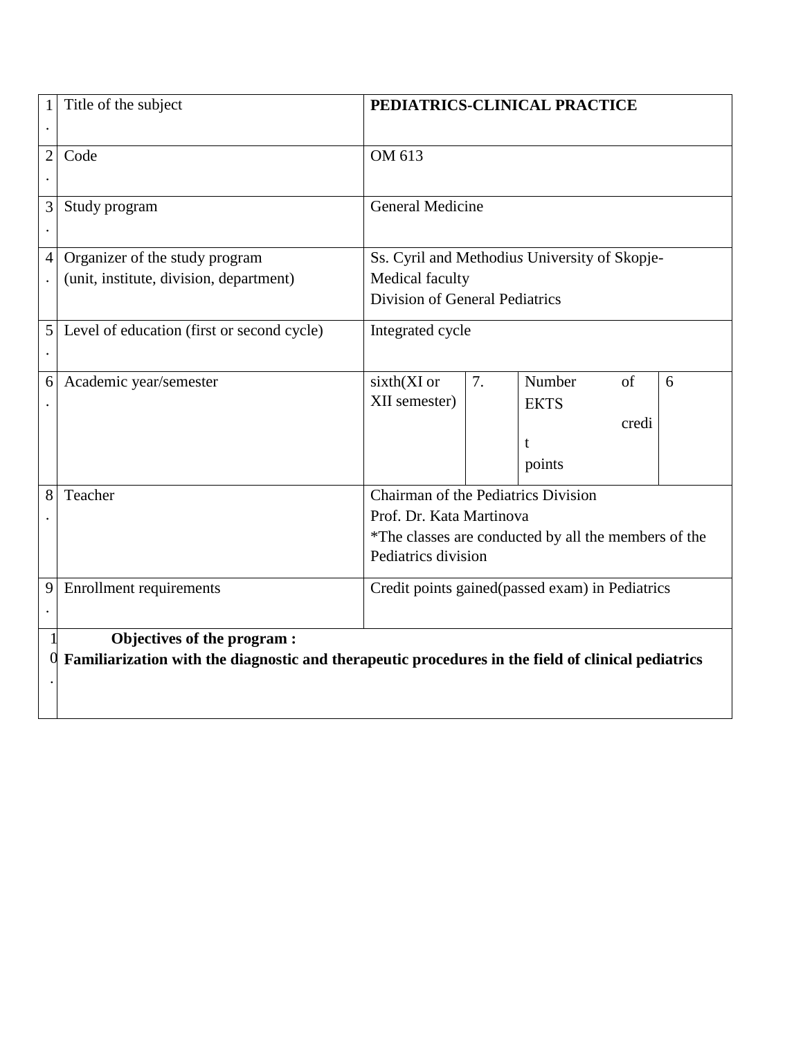| | | | | | |
|---|---|---|---|---|---|
| 1. | Title of the subject | **PEDIATRICS-CLINICAL PRACTICE** | | | |
| 2. | Code | OM 613 | | | |
| 3. | Study program | General Medicine | | | |
| 4. | Organizer of the study program (unit, institute, division, department) | Ss. Cyril and Methodius University of Skopje- Medical faculty Division of General Pediatrics | | | |
| 5. | Level of education (first or second cycle) | Integrated cycle | | | |
| 6. | Academic year/semester | sixth(XI or XII semester) | 7. | Number of EKTS credit points | 6 |
| 8. | Teacher | Chairman of the Pediatrics Division Prof. Dr. Kata Martinova *The classes are conducted by all the members of the Pediatrics division | | | |
| 9. | Enrollment requirements | Credit points gained(passed exam) in Pediatrics | | | |
| 10. | **Objectives of the program :** **Familiarization with the diagnostic and therapeutic procedures in the field of clinical pediatrics** | | | | |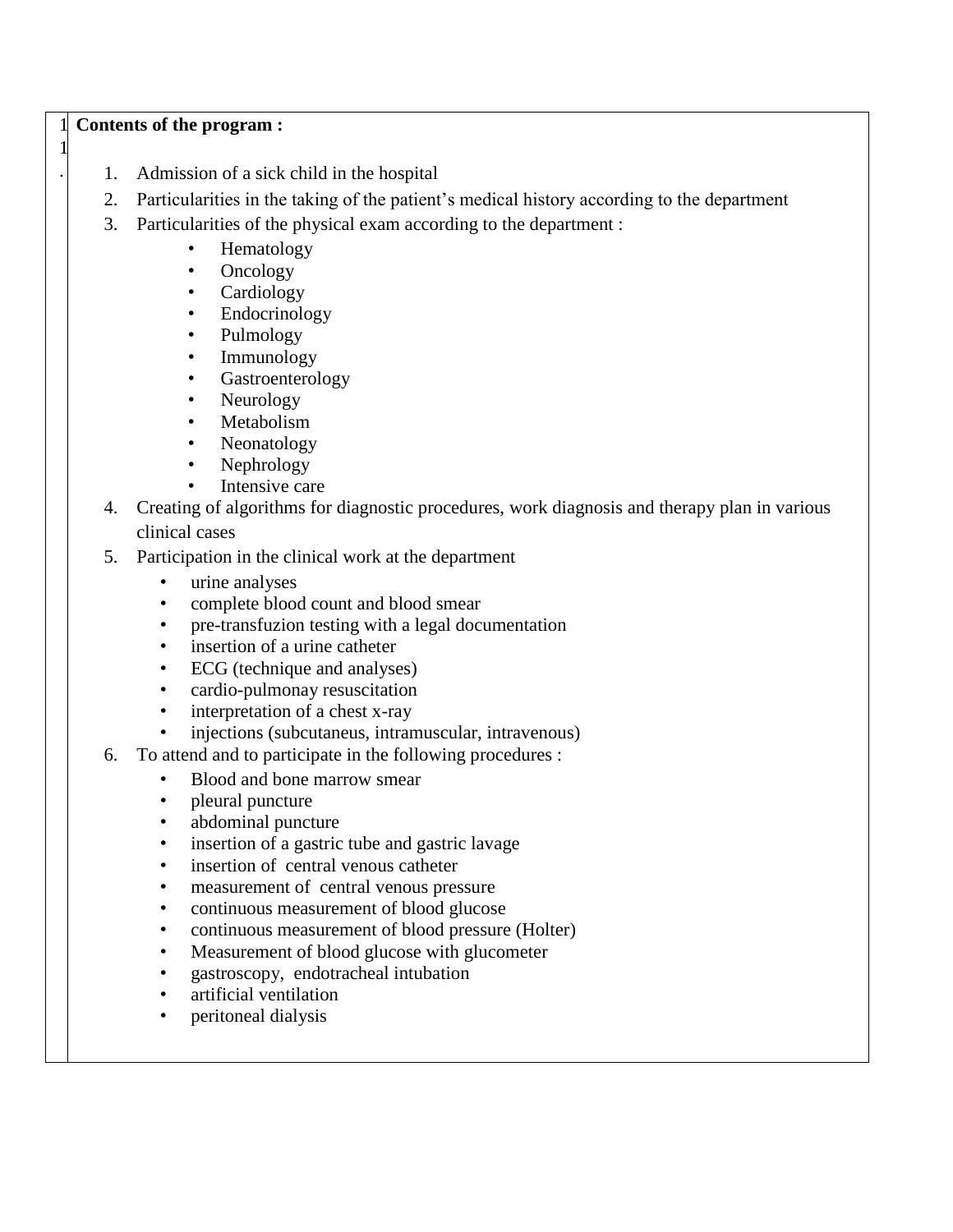**Contents of the program :**

1. Admission of a sick child in the hospital
2. Particularities in the taking of the patient's medical history according to the department
3. Particularities of the physical exam according to the department :
   - Hematology
   - Oncology
   - Cardiology
   - Endocrinology
   - Pulmology
   - Immunology
   - Gastroenterology
   - Neurology
   - Metabolism
   - Neonatology
   - Nephrology
   - Intensive care
4. Creating of algorithms for diagnostic procedures, work diagnosis and therapy plan in various clinical cases
5. Participation in the clinical work at the department
   - urine analyses
   - complete blood count and blood smear
   - pre-transfuzion testing with a legal documentation
   - insertion of a urine catheter
   - ECG (technique and analyses)
   - cardio-pulmonay resuscitation
   - interpretation of a chest x-ray
   - injections (subcutaneus, intramuscular, intravenous)
6. To attend and to participate in the following procedures :
   - Blood and bone marrow smear
   - pleural puncture
   - abdominal puncture
   - insertion of a gastric tube and gastric lavage
   - insertion of central venous catheter
   - measurement of central venous pressure
   - continuous measurement of blood glucose
   - continuous measurement of blood pressure (Holter)
   - Measurement of blood glucose with glucometer
   - gastroscopy, endotracheal intubation
   - artificial ventilation
   - peritoneal dialysis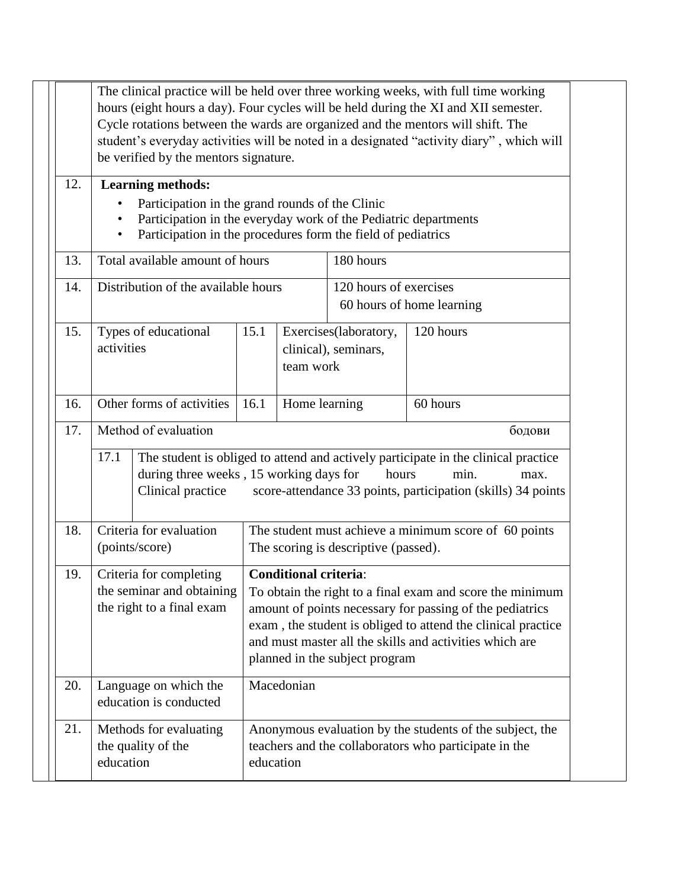| | | | | | |
|---|---|---|---|---|---|
| | The clinical practice will be held over three working weeks, with full time working hours (eight hours a day). Four cycles will be held during the XI and XII semester. Cycle rotations between the wards are organized and the mentors will shift. The student's everyday activities will be noted in a designated "activity diary" , which will be verified by the mentors signature. | | | | |
| 12. | **Learning methods:**<br>• Participation in the grand rounds of the Clinic<br>• Participation in the everyday work of the Pediatric departments<br>• Participation in the procedures form the field of pediatrics | | | | |
| 13. | Total available amount of hours | | | 180 hours | |
| 14. | Distribution of the available hours | | | 120 hours of exercises<br>60 hours of home learning | |
| 15. | Types of educational activities | 15.1 | Exercises(laboratory, clinical), seminars, team work | | 120 hours |
| 16. | Other forms of activities | 16.1 | Home learning | | 60 hours |
| 17. | Method of evaluation | | | | бодови |
| | 17.1 | The student is obliged to attend and actively participate in the clinical practice during three weeks , 15 working days for hours min. max. Clinical practice score-attendance 33 points, participation (skills) 34 points | | | |
| 18. | Criteria for evaluation (points/score) | The student must achieve a minimum score of 60 points The scoring is descriptive (passed). | | | |
| 19. | Criteria for completing the seminar and obtaining the right to a final exam | **Conditional criteria**:<br>To obtain the right to a final exam and score the minimum amount of points necessary for passing of the pediatrics exam , the student is obliged to attend the clinical practice and must master all the skills and activities which are planned in the subject program | | | |
| 20. | Language on which the education is conducted | Macedonian | | | |
| 21. | Methods for evaluating the quality of the education | Anonymous evaluation by the students of the subject, the teachers and the collaborators who participate in the education | | | |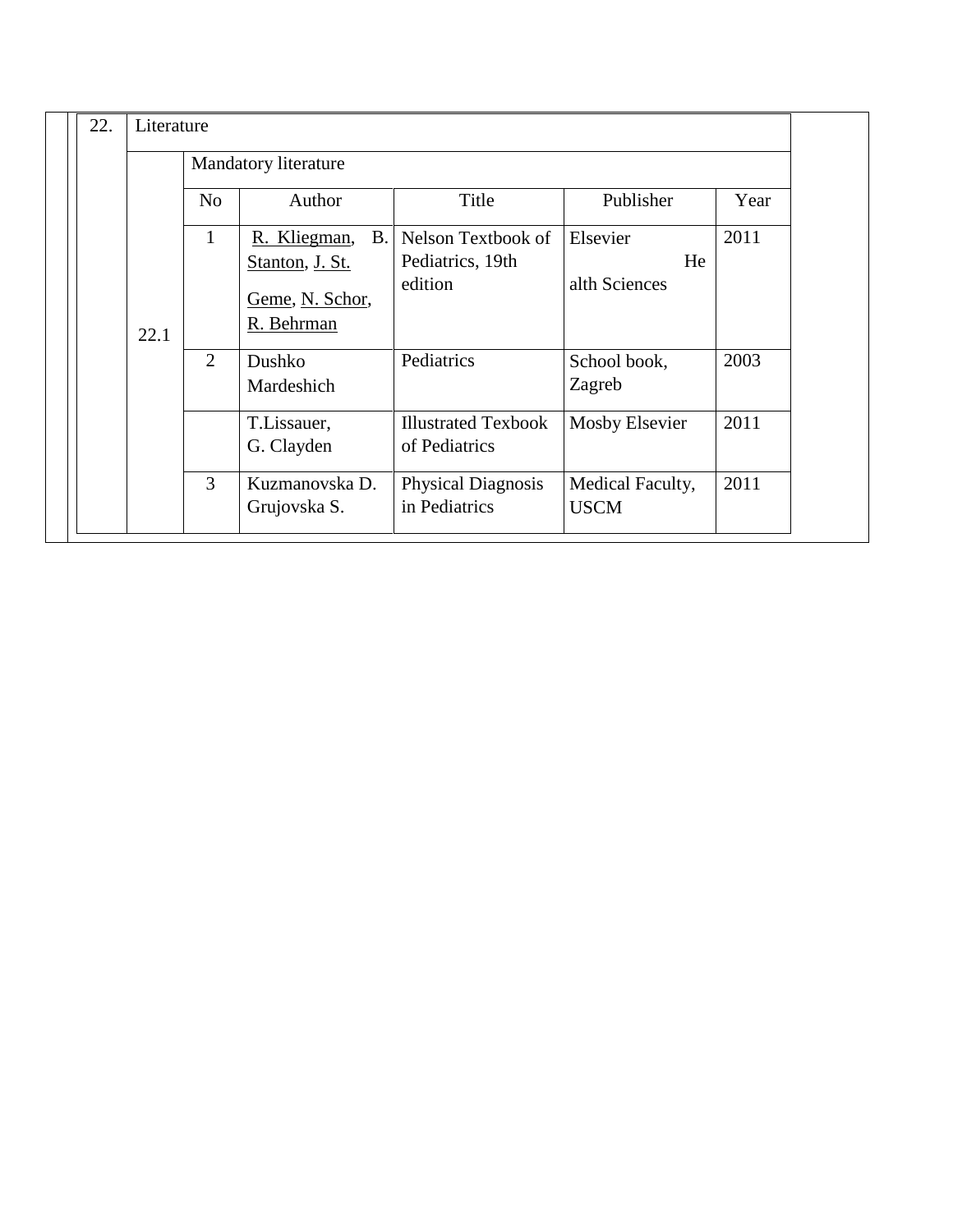| | | | | | | |
|---|---|---|---|---|---|---|
| 22. | Literature | | | | | |
| | 22.1 | Mandatory literature | | | | |
| | | No | Author | Title | Publisher | Year |
| | | 1 | R. Kliegman, B. Stanton, J. St. Geme, N. Schor, R. Behrman | Nelson Textbook of Pediatrics, 19th edition | Elsevier Health Sciences | 2011 |
| | | 2 | Dushko Mardeshich | Pediatrics | School book, Zagreb | 2003 |
| | | | T.Lissauer, G. Clayden | Illustrated Texbook of Pediatrics | Mosby Elsevier | 2011 |
| | | 3 | Kuzmanovska D. Grujovska S. | Physical Diagnosis in Pediatrics | Medical Faculty, USCM | 2011 |